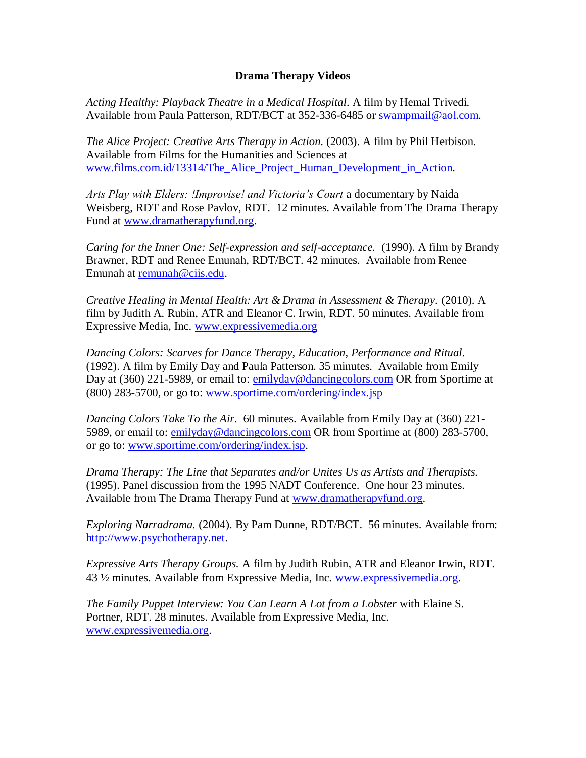# Drama Therapy Videos

*Acting Healthy: Playback Theatre in a Medical Hospital.* A film by Hemal Trivedi. Available from Paula Patterson, RDT/BCT at 352-336-6485 or swampmail@aol.com.

*The Alice Project: Creative Arts Therapy in Action.* (2003). A film by Phil Herbison. Available from Films for the Humanities and Sciences at www.films.com.id/13314/The_Alice_Project_Human_Development_in_Action.

*Arts Play with Elders: !Improvise! and Victoria's Court* a documentary by Naida Weisberg, RDT and Rose Pavlov, RDT. 12 minutes. Available from The Drama Therapy Fund at www.dramatherapyfund.org.

*Caring for the Inner One: Self-expression and self-acceptance.* (1990). A film by Brandy Brawner, RDT and Renee Emunah, RDT/BCT. 42 minutes. Available from Renee Emunah at remunah@ciis.edu.

*Creative Healing in Mental Health: Art & Drama in Assessment & Therapy.* (2010). A film by Judith A. Rubin, ATR and Eleanor C. Irwin, RDT. 50 minutes. Available from Expressive Media, Inc. www.expressivemedia.org

*Dancing Colors: Scarves for Dance Therapy, Education, Performance and Ritual.* (1992). A film by Emily Day and Paula Patterson. 35 minutes. Available from Emily Day at (360) 221-5989, or email to: emilyday@dancingcolors.com OR from Sportime at (800) 283-5700, or go to: www.sportime.com/ordering/index.jsp

*Dancing Colors Take To the Air.* 60 minutes. Available from Emily Day at (360) 221-5989, or email to: emilyday@dancingcolors.com OR from Sportime at (800) 283-5700, or go to: www.sportime.com/ordering/index.jsp.

*Drama Therapy: The Line that Separates and/or Unites Us as Artists and Therapists.* (1995). Panel discussion from the 1995 NADT Conference. One hour 23 minutes. Available from The Drama Therapy Fund at www.dramatherapyfund.org.

*Exploring Narradrama.* (2004). By Pam Dunne, RDT/BCT. 56 minutes. Available from: http://www.psychotherapy.net.

*Expressive Arts Therapy Groups.* A film by Judith Rubin, ATR and Eleanor Irwin, RDT. 43 ½ minutes. Available from Expressive Media, Inc. www.expressivemedia.org.

*The Family Puppet Interview: You Can Learn A Lot from a Lobster* with Elaine S. Portner, RDT. 28 minutes. Available from Expressive Media, Inc. www.expressivemedia.org.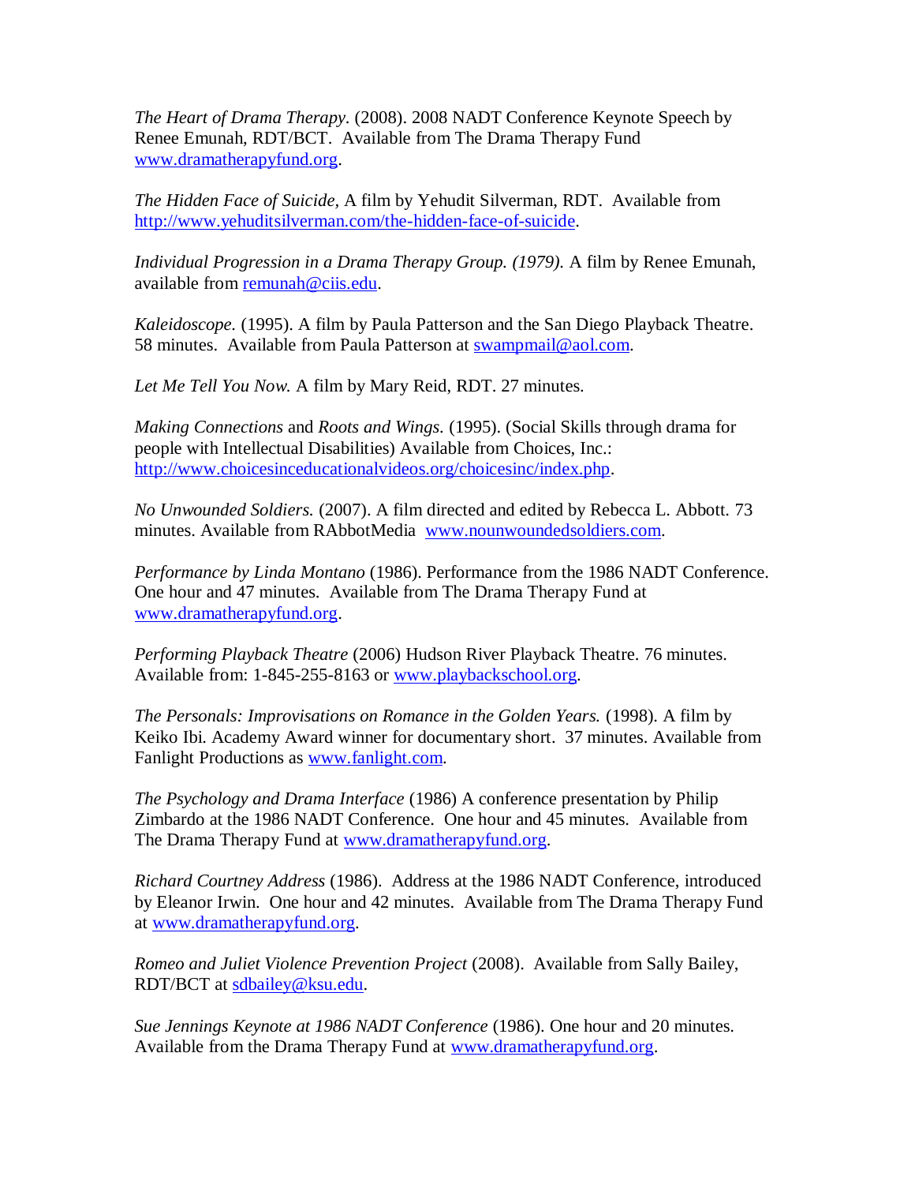*The Heart of Drama Therapy*. (2008). 2008 NADT Conference Keynote Speech by Renee Emunah, RDT/BCT. Available from The Drama Therapy Fund www.dramatherapyfund.org.

*The Hidden Face of Suicide*, A film by Yehudit Silverman, RDT. Available from http://www.yehuditsilverman.com/the-hidden-face-of-suicide.

*Individual Progression in a Drama Therapy Group. (1979).* A film by Renee Emunah, available from remunah@ciis.edu.

*Kaleidoscope.* (1995). A film by Paula Patterson and the San Diego Playback Theatre. 58 minutes. Available from Paula Patterson at swampmail@aol.com.

*Let Me Tell You Now.* A film by Mary Reid, RDT. 27 minutes.

*Making Connections* and *Roots and Wings.* (1995). (Social Skills through drama for people with Intellectual Disabilities) Available from Choices, Inc.: http://www.choicesinceducationalvideos.org/choicesinc/index.php.

*No Unwounded Soldiers.* (2007). A film directed and edited by Rebecca L. Abbott. 73 minutes. Available from RAbbotMedia www.nounwoundedsoldiers.com.

*Performance by Linda Montano* (1986). Performance from the 1986 NADT Conference. One hour and 47 minutes. Available from The Drama Therapy Fund at www.dramatherapyfund.org.

*Performing Playback Theatre* (2006) Hudson River Playback Theatre. 76 minutes. Available from: 1-845-255-8163 or www.playbackschool.org.

*The Personals: Improvisations on Romance in the Golden Years.* (1998). A film by Keiko Ibi. Academy Award winner for documentary short. 37 minutes. Available from Fanlight Productions as www.fanlight.com.

*The Psychology and Drama Interface* (1986) A conference presentation by Philip Zimbardo at the 1986 NADT Conference. One hour and 45 minutes. Available from The Drama Therapy Fund at www.dramatherapyfund.org.

*Richard Courtney Address* (1986). Address at the 1986 NADT Conference, introduced by Eleanor Irwin. One hour and 42 minutes. Available from The Drama Therapy Fund at www.dramatherapyfund.org.

*Romeo and Juliet Violence Prevention Project* (2008). Available from Sally Bailey, RDT/BCT at sdbailey@ksu.edu.

*Sue Jennings Keynote at 1986 NADT Conference* (1986). One hour and 20 minutes. Available from the Drama Therapy Fund at www.dramatherapyfund.org.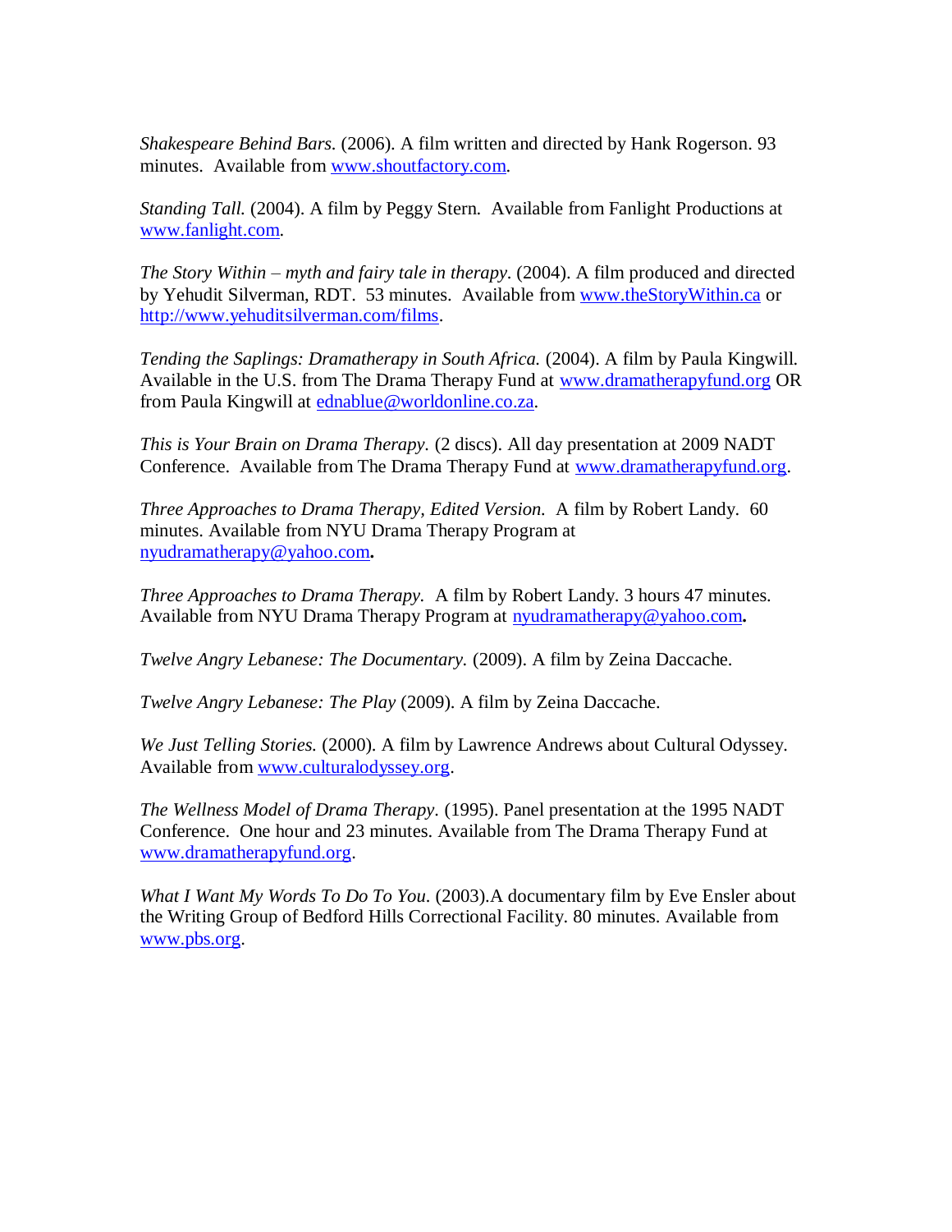*Shakespeare Behind Bars.* (2006). A film written and directed by Hank Rogerson. 93 minutes. Available from www.shoutfactory.com.

*Standing Tall.* (2004). A film by Peggy Stern. Available from Fanlight Productions at www.fanlight.com.

*The Story Within – myth and fairy tale in therapy*. (2004). A film produced and directed by Yehudit Silverman, RDT. 53 minutes. Available from www.theStoryWithin.ca or http://www.yehuditsilverman.com/films.

*Tending the Saplings: Dramatherapy in South Africa.* (2004). A film by Paula Kingwill. Available in the U.S. from The Drama Therapy Fund at www.dramatherapyfund.org OR from Paula Kingwill at ednablue@worldonline.co.za.

*This is Your Brain on Drama Therapy.* (2 discs). All day presentation at 2009 NADT Conference. Available from The Drama Therapy Fund at www.dramatherapyfund.org.

*Three Approaches to Drama Therapy, Edited Version.* A film by Robert Landy. 60 minutes. Available from NYU Drama Therapy Program at nyudramatherapy@yahoo.com**.**

*Three Approaches to Drama Therapy.* A film by Robert Landy. 3 hours 47 minutes. Available from NYU Drama Therapy Program at nyudramatherapy@yahoo.com**.**

*Twelve Angry Lebanese: The Documentary.* (2009). A film by Zeina Daccache.

*Twelve Angry Lebanese: The Play* (2009). A film by Zeina Daccache.

*We Just Telling Stories.* (2000). A film by Lawrence Andrews about Cultural Odyssey. Available from www.culturalodyssey.org.

*The Wellness Model of Drama Therapy*. (1995). Panel presentation at the 1995 NADT Conference. One hour and 23 minutes. Available from The Drama Therapy Fund at www.dramatherapyfund.org.

*What I Want My Words To Do To You.* (2003).A documentary film by Eve Ensler about the Writing Group of Bedford Hills Correctional Facility. 80 minutes. Available from www.pbs.org.